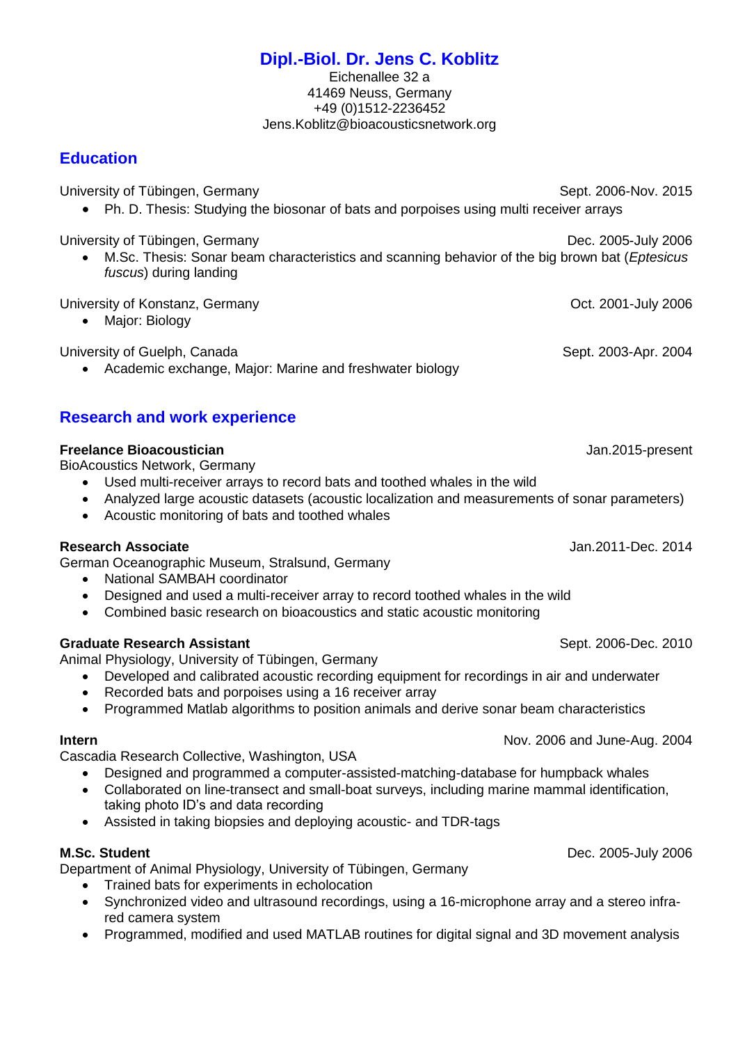# Dipl.-Biol. Dr. Jens C. Koblitz

Eichenallee 32 a
41469 Neuss, Germany
+49 (0)1512-2236452
Jens.Koblitz@bioacousticsnetwork.org

## Education

University of Tübingen, Germany — Sept. 2006-Nov. 2015

- Ph. D. Thesis: Studying the biosonar of bats and porpoises using multi receiver arrays

University of Tübingen, Germany — Dec. 2005-July 2006

- M.Sc. Thesis: Sonar beam characteristics and scanning behavior of the big brown bat (*Eptesicus fuscus*) during landing

University of Konstanz, Germany — Oct. 2001-July 2006

- Major: Biology

University of Guelph, Canada — Sept. 2003-Apr. 2004

- Academic exchange, Major: Marine and freshwater biology

## Research and work experience

**Freelance Bioacoustician** — Jan.2015-present

BioAcoustics Network, Germany

- Used multi-receiver arrays to record bats and toothed whales in the wild
- Analyzed large acoustic datasets (acoustic localization and measurements of sonar parameters)
- Acoustic monitoring of bats and toothed whales

**Research Associate** — Jan.2011-Dec. 2014

German Oceanographic Museum, Stralsund, Germany

- National SAMBAH coordinator
- Designed and used a multi-receiver array to record toothed whales in the wild
- Combined basic research on bioacoustics and static acoustic monitoring

**Graduate Research Assistant** — Sept. 2006-Dec. 2010

Animal Physiology, University of Tübingen, Germany

- Developed and calibrated acoustic recording equipment for recordings in air and underwater
- Recorded bats and porpoises using a 16 receiver array
- Programmed Matlab algorithms to position animals and derive sonar beam characteristics

**Intern** — Nov. 2006 and June-Aug. 2004

Cascadia Research Collective, Washington, USA

- Designed and programmed a computer-assisted-matching-database for humpback whales
- Collaborated on line-transect and small-boat surveys, including marine mammal identification, taking photo ID's and data recording
- Assisted in taking biopsies and deploying acoustic- and TDR-tags

**M.Sc. Student** — Dec. 2005-July 2006

Department of Animal Physiology, University of Tübingen, Germany

- Trained bats for experiments in echolocation
- Synchronized video and ultrasound recordings, using a 16-microphone array and a stereo infra-red camera system
- Programmed, modified and used MATLAB routines for digital signal and 3D movement analysis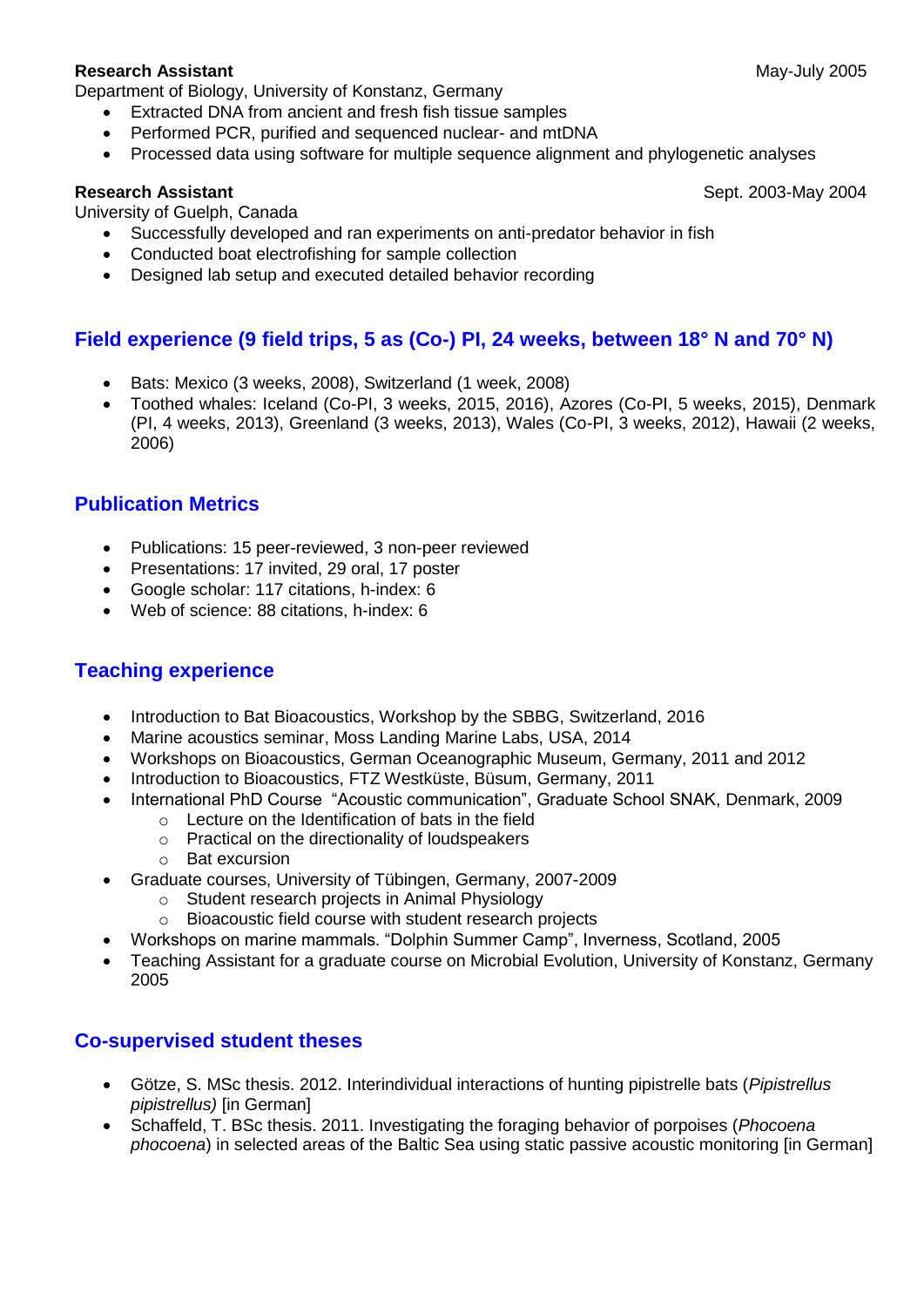**Research Assistant** May-July 2005
Department of Biology, University of Konstanz, Germany

- Extracted DNA from ancient and fresh fish tissue samples
- Performed PCR, purified and sequenced nuclear- and mtDNA
- Processed data using software for multiple sequence alignment and phylogenetic analyses

**Research Assistant** Sept. 2003-May 2004
University of Guelph, Canada

- Successfully developed and ran experiments on anti-predator behavior in fish
- Conducted boat electrofishing for sample collection
- Designed lab setup and executed detailed behavior recording

## Field experience (9 field trips, 5 as (Co-) PI, 24 weeks, between 18° N and 70° N)

- Bats: Mexico (3 weeks, 2008), Switzerland (1 week, 2008)
- Toothed whales: Iceland (Co-PI, 3 weeks, 2015, 2016), Azores (Co-PI, 5 weeks, 2015), Denmark (PI, 4 weeks, 2013), Greenland (3 weeks, 2013), Wales (Co-PI, 3 weeks, 2012), Hawaii (2 weeks, 2006)

## Publication Metrics

- Publications: 15 peer-reviewed, 3 non-peer reviewed
- Presentations: 17 invited, 29 oral, 17 poster
- Google scholar: 117 citations, h-index: 6
- Web of science: 88 citations, h-index: 6

## Teaching experience

- Introduction to Bat Bioacoustics, Workshop by the SBBG, Switzerland, 2016
- Marine acoustics seminar, Moss Landing Marine Labs, USA, 2014
- Workshops on Bioacoustics, German Oceanographic Museum, Germany, 2011 and 2012
- Introduction to Bioacoustics, FTZ Westküste, Büsum, Germany, 2011
- International PhD Course "Acoustic communication", Graduate School SNAK, Denmark, 2009
  - Lecture on the Identification of bats in the field
  - Practical on the directionality of loudspeakers
  - Bat excursion
- Graduate courses, University of Tübingen, Germany, 2007-2009
  - Student research projects in Animal Physiology
  - Bioacoustic field course with student research projects
- Workshops on marine mammals. "Dolphin Summer Camp", Inverness, Scotland, 2005
- Teaching Assistant for a graduate course on Microbial Evolution, University of Konstanz, Germany 2005

## Co-supervised student theses

- Götze, S. MSc thesis. 2012. Interindividual interactions of hunting pipistrelle bats (*Pipistrellus pipistrellus)* [in German]
- Schaffeld, T. BSc thesis. 2011. Investigating the foraging behavior of porpoises (*Phocoena phocoena*) in selected areas of the Baltic Sea using static passive acoustic monitoring [in German]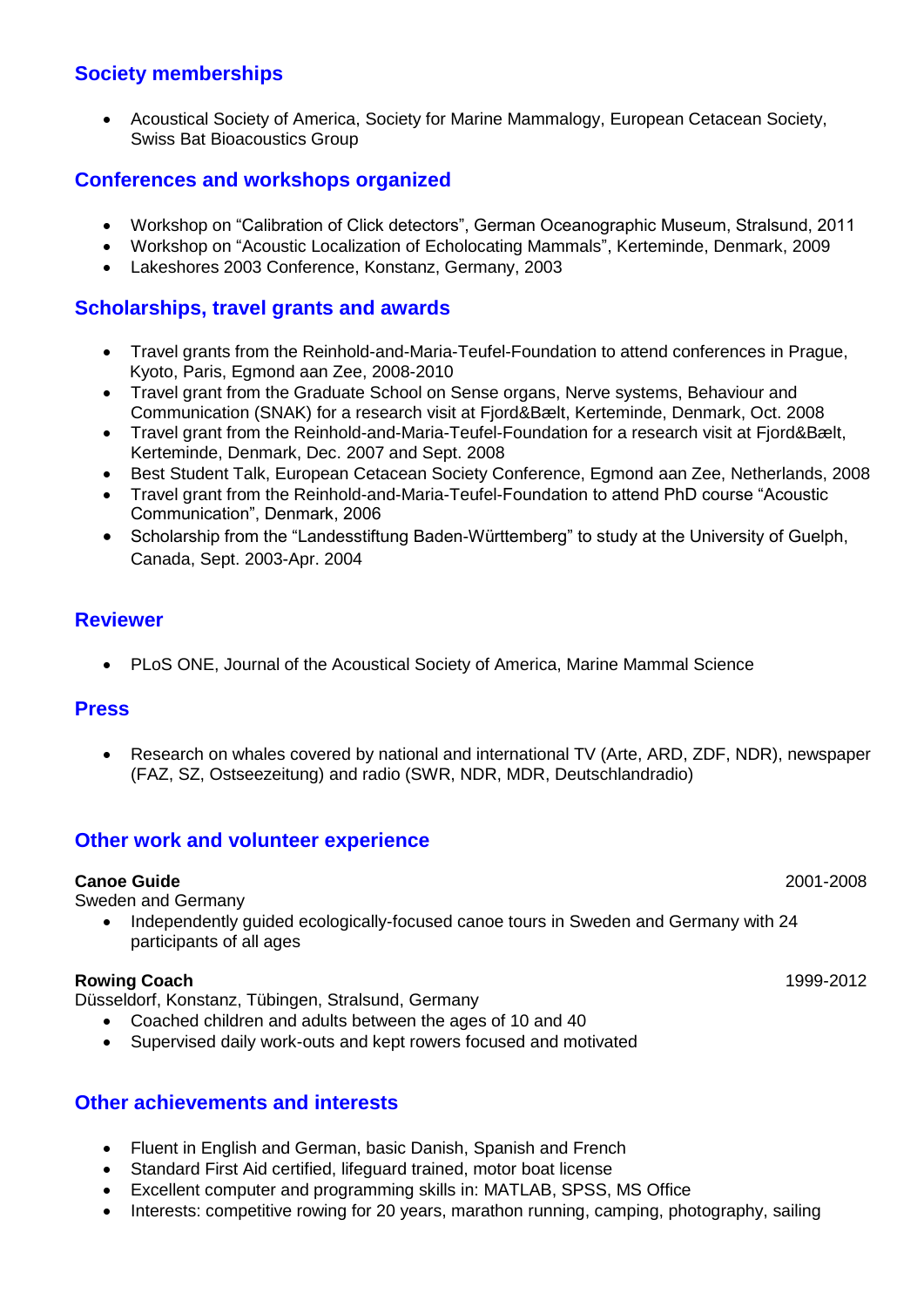## Society memberships

- Acoustical Society of America, Society for Marine Mammalogy, European Cetacean Society, Swiss Bat Bioacoustics Group

## Conferences and workshops organized

- Workshop on "Calibration of Click detectors", German Oceanographic Museum, Stralsund, 2011
- Workshop on "Acoustic Localization of Echolocating Mammals", Kerteminde, Denmark, 2009
- Lakeshores 2003 Conference, Konstanz, Germany, 2003

## Scholarships, travel grants and awards

- Travel grants from the Reinhold-and-Maria-Teufel-Foundation to attend conferences in Prague, Kyoto, Paris, Egmond aan Zee, 2008-2010
- Travel grant from the Graduate School on Sense organs, Nerve systems, Behaviour and Communication (SNAK) for a research visit at Fjord&Bælt, Kerteminde, Denmark, Oct. 2008
- Travel grant from the Reinhold-and-Maria-Teufel-Foundation for a research visit at Fjord&Bælt, Kerteminde, Denmark, Dec. 2007 and Sept. 2008
- Best Student Talk, European Cetacean Society Conference, Egmond aan Zee, Netherlands, 2008
- Travel grant from the Reinhold-and-Maria-Teufel-Foundation to attend PhD course "Acoustic Communication", Denmark, 2006
- Scholarship from the "Landesstiftung Baden-Württemberg" to study at the University of Guelph, Canada, Sept. 2003-Apr. 2004

## Reviewer

- PLoS ONE, Journal of the Acoustical Society of America, Marine Mammal Science

## Press

- Research on whales covered by national and international TV (Arte, ARD, ZDF, NDR), newspaper (FAZ, SZ, Ostseezeitung) and radio (SWR, NDR, MDR, Deutschlandradio)

## Other work and volunteer experience

**Canoe Guide** 2001-2008
Sweden and Germany

- Independently guided ecologically-focused canoe tours in Sweden and Germany with 24 participants of all ages

**Rowing Coach** 1999-2012
Düsseldorf, Konstanz, Tübingen, Stralsund, Germany

- Coached children and adults between the ages of 10 and 40
- Supervised daily work-outs and kept rowers focused and motivated

## Other achievements and interests

- Fluent in English and German, basic Danish, Spanish and French
- Standard First Aid certified, lifeguard trained, motor boat license
- Excellent computer and programming skills in: MATLAB, SPSS, MS Office
- Interests: competitive rowing for 20 years, marathon running, camping, photography, sailing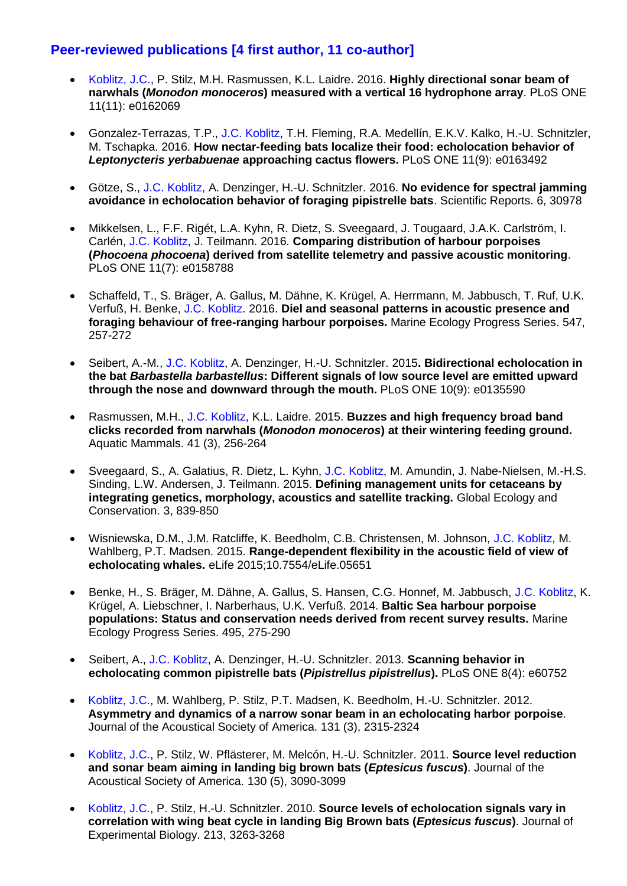## Peer-reviewed publications [4 first author, 11 co-author]

- Koblitz, J.C., P. Stilz, M.H. Rasmussen, K.L. Laidre. 2016. **Highly directional sonar beam of narwhals (*Monodon monoceros*) measured with a vertical 16 hydrophone array**. PLoS ONE 11(11): e0162069

- Gonzalez-Terrazas, T.P., J.C. Koblitz, T.H. Fleming, R.A. Medellín, E.K.V. Kalko, H.-U. Schnitzler, M. Tschapka. 2016. **How nectar-feeding bats localize their food: echolocation behavior of *Leptonycteris yerbabuenae* approaching cactus flowers.** PLoS ONE 11(9): e0163492

- Götze, S., J.C. Koblitz, A. Denzinger, H.-U. Schnitzler. 2016. **No evidence for spectral jamming avoidance in echolocation behavior of foraging pipistrelle bats**. Scientific Reports. 6, 30978

- Mikkelsen, L., F.F. Rigét, L.A. Kyhn, R. Dietz, S. Sveegaard, J. Tougaard, J.A.K. Carlström, I. Carlén, J.C. Koblitz, J. Teilmann. 2016. **Comparing distribution of harbour porpoises (*Phocoena phocoena*) derived from satellite telemetry and passive acoustic monitoring**. PLoS ONE 11(7): e0158788

- Schaffeld, T., S. Bräger, A. Gallus, M. Dähne, K. Krügel, A. Herrmann, M. Jabbusch, T. Ruf, U.K. Verfuß, H. Benke, J.C. Koblitz. 2016. **Diel and seasonal patterns in acoustic presence and foraging behaviour of free-ranging harbour porpoises.** Marine Ecology Progress Series. 547, 257-272

- Seibert, A.-M., J.C. Koblitz, A. Denzinger, H.-U. Schnitzler. 2015**. Bidirectional echolocation in the bat *Barbastella barbastellus*: Different signals of low source level are emitted upward through the nose and downward through the mouth.** PLoS ONE 10(9): e0135590

- Rasmussen, M.H., J.C. Koblitz, K.L. Laidre. 2015. **Buzzes and high frequency broad band clicks recorded from narwhals (*Monodon monoceros*) at their wintering feeding ground.** Aquatic Mammals. 41 (3), 256-264

- Sveegaard, S., A. Galatius, R. Dietz, L. Kyhn, J.C. Koblitz, M. Amundin, J. Nabe-Nielsen, M.-H.S. Sinding, L.W. Andersen, J. Teilmann. 2015. **Defining management units for cetaceans by integrating genetics, morphology, acoustics and satellite tracking.** Global Ecology and Conservation. 3, 839-850

- Wisniewska, D.M., J.M. Ratcliffe, K. Beedholm, C.B. Christensen, M. Johnson, J.C. Koblitz, M. Wahlberg, P.T. Madsen. 2015. **Range-dependent flexibility in the acoustic field of view of echolocating whales.** eLife 2015;10.7554/eLife.05651

- Benke, H., S. Bräger, M. Dähne, A. Gallus, S. Hansen, C.G. Honnef, M. Jabbusch, J.C. Koblitz, K. Krügel, A. Liebschner, I. Narberhaus, U.K. Verfuß. 2014. **Baltic Sea harbour porpoise populations: Status and conservation needs derived from recent survey results.** Marine Ecology Progress Series. 495, 275-290

- Seibert, A., J.C. Koblitz, A. Denzinger, H.-U. Schnitzler. 2013. **Scanning behavior in echolocating common pipistrelle bats (*Pipistrellus pipistrellus*).** PLoS ONE 8(4): e60752

- Koblitz, J.C., M. Wahlberg, P. Stilz, P.T. Madsen, K. Beedholm, H.-U. Schnitzler. 2012. **Asymmetry and dynamics of a narrow sonar beam in an echolocating harbor porpoise**. Journal of the Acoustical Society of America. 131 (3), 2315-2324

- Koblitz, J.C., P. Stilz, W. Pflästerer, M. Melcón, H.-U. Schnitzler. 2011. **Source level reduction and sonar beam aiming in landing big brown bats (*Eptesicus fuscus*)**. Journal of the Acoustical Society of America. 130 (5), 3090-3099

- Koblitz, J.C., P. Stilz, H.-U. Schnitzler. 2010. **Source levels of echolocation signals vary in correlation with wing beat cycle in landing Big Brown bats (*Eptesicus fuscus*)**. Journal of Experimental Biology. 213, 3263-3268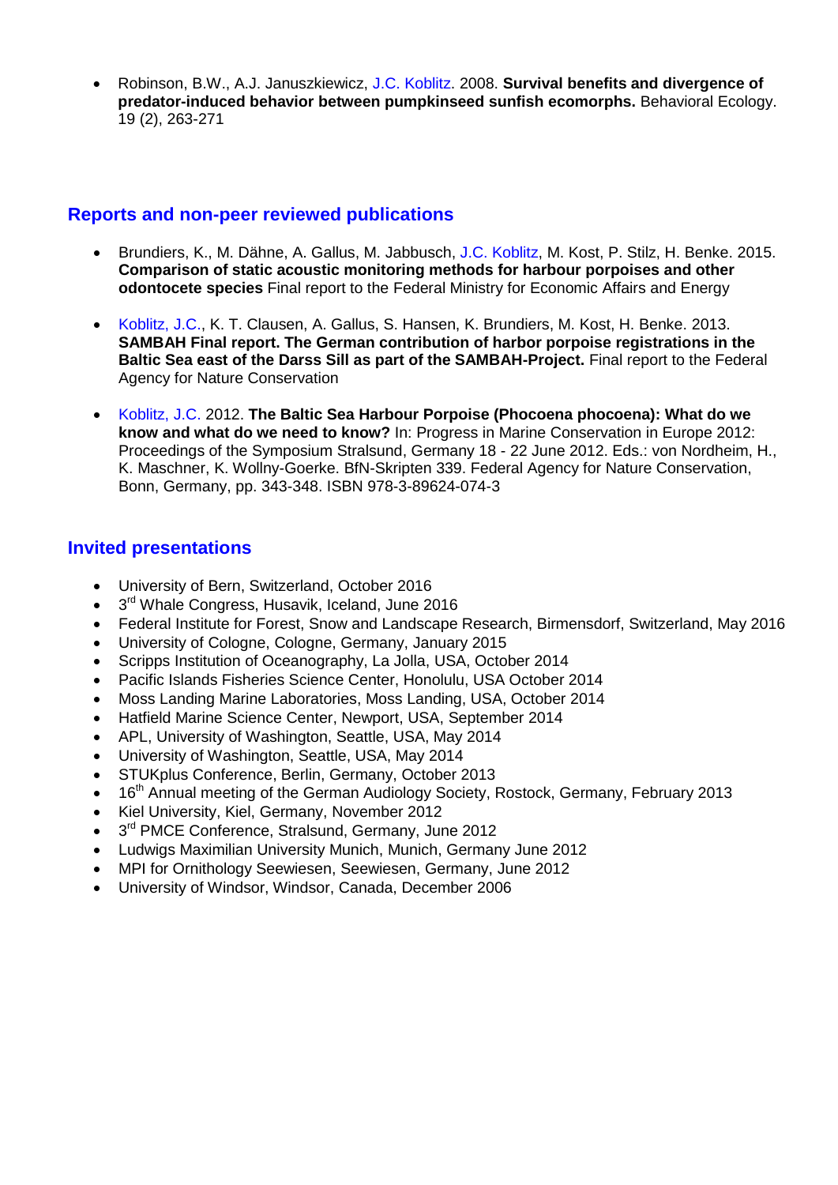- Robinson, B.W., A.J. Januszkiewicz, J.C. Koblitz. 2008. **Survival benefits and divergence of predator-induced behavior between pumpkinseed sunfish ecomorphs.** Behavioral Ecology. 19 (2), 263-271

## Reports and non-peer reviewed publications

- Brundiers, K., M. Dähne, A. Gallus, M. Jabbusch, J.C. Koblitz, M. Kost, P. Stilz, H. Benke. 2015. **Comparison of static acoustic monitoring methods for harbour porpoises and other odontocete species** Final report to the Federal Ministry for Economic Affairs and Energy

- Koblitz, J.C., K. T. Clausen, A. Gallus, S. Hansen, K. Brundiers, M. Kost, H. Benke. 2013. **SAMBAH Final report. The German contribution of harbor porpoise registrations in the Baltic Sea east of the Darss Sill as part of the SAMBAH-Project.** Final report to the Federal Agency for Nature Conservation

- Koblitz, J.C. 2012. **The Baltic Sea Harbour Porpoise (Phocoena phocoena): What do we know and what do we need to know?** In: Progress in Marine Conservation in Europe 2012: Proceedings of the Symposium Stralsund, Germany 18 - 22 June 2012. Eds.: von Nordheim, H., K. Maschner, K. Wollny-Goerke. BfN-Skripten 339. Federal Agency for Nature Conservation, Bonn, Germany, pp. 343-348. ISBN 978-3-89624-074-3

## Invited presentations

- University of Bern, Switzerland, October 2016
- 3rd Whale Congress, Husavik, Iceland, June 2016
- Federal Institute for Forest, Snow and Landscape Research, Birmensdorf, Switzerland, May 2016
- University of Cologne, Cologne, Germany, January 2015
- Scripps Institution of Oceanography, La Jolla, USA, October 2014
- Pacific Islands Fisheries Science Center, Honolulu, USA October 2014
- Moss Landing Marine Laboratories, Moss Landing, USA, October 2014
- Hatfield Marine Science Center, Newport, USA, September 2014
- APL, University of Washington, Seattle, USA, May 2014
- University of Washington, Seattle, USA, May 2014
- STUKplus Conference, Berlin, Germany, October 2013
- 16th Annual meeting of the German Audiology Society, Rostock, Germany, February 2013
- Kiel University, Kiel, Germany, November 2012
- 3rd PMCE Conference, Stralsund, Germany, June 2012
- Ludwigs Maximilian University Munich, Munich, Germany June 2012
- MPI for Ornithology Seewiesen, Seewiesen, Germany, June 2012
- University of Windsor, Windsor, Canada, December 2006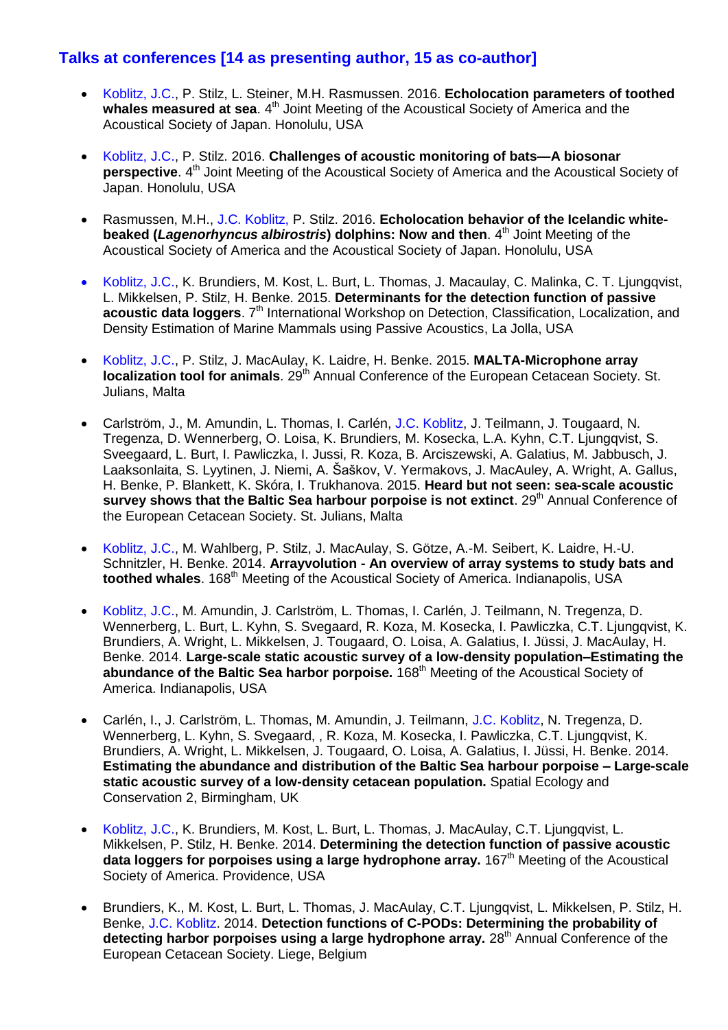## Talks at conferences [14 as presenting author, 15 as co-author]

- Koblitz, J.C., P. Stilz, L. Steiner, M.H. Rasmussen. 2016. **Echolocation parameters of toothed whales measured at sea**. 4th Joint Meeting of the Acoustical Society of America and the Acoustical Society of Japan. Honolulu, USA

- Koblitz, J.C., P. Stilz. 2016. **Challenges of acoustic monitoring of bats—A biosonar perspective**. 4th Joint Meeting of the Acoustical Society of America and the Acoustical Society of Japan. Honolulu, USA

- Rasmussen, M.H., J.C. Koblitz, P. Stilz. 2016. **Echolocation behavior of the Icelandic white-beaked (*Lagenorhyncus albirostris*) dolphins: Now and then**. 4th Joint Meeting of the Acoustical Society of America and the Acoustical Society of Japan. Honolulu, USA

- Koblitz, J.C., K. Brundiers, M. Kost, L. Burt, L. Thomas, J. Macaulay, C. Malinka, C. T. Ljungqvist, L. Mikkelsen, P. Stilz, H. Benke. 2015. **Determinants for the detection function of passive acoustic data loggers**. 7th International Workshop on Detection, Classification, Localization, and Density Estimation of Marine Mammals using Passive Acoustics, La Jolla, USA

- Koblitz, J.C., P. Stilz, J. MacAulay, K. Laidre, H. Benke. 2015. **MALTA-Microphone array localization tool for animals**. 29th Annual Conference of the European Cetacean Society. St. Julians, Malta

- Carlström, J., M. Amundin, L. Thomas, I. Carlén, J.C. Koblitz, J. Teilmann, J. Tougaard, N. Tregenza, D. Wennerberg, O. Loisa, K. Brundiers, M. Kosecka, L.A. Kyhn, C.T. Ljungqvist, S. Sveegaard, L. Burt, I. Pawliczka, I. Jussi, R. Koza, B. Arciszewski, A. Galatius, M. Jabbusch, J. Laaksonlaita, S. Lyytinen, J. Niemi, A. Šaškov, V. Yermakovs, J. MacAuley, A. Wright, A. Gallus, H. Benke, P. Blankett, K. Skóra, I. Trukhanova. 2015. **Heard but not seen: sea-scale acoustic survey shows that the Baltic Sea harbour porpoise is not extinct**. 29th Annual Conference of the European Cetacean Society. St. Julians, Malta

- Koblitz, J.C., M. Wahlberg, P. Stilz, J. MacAulay, S. Götze, A.-M. Seibert, K. Laidre, H.-U. Schnitzler, H. Benke. 2014. **Arrayvolution - An overview of array systems to study bats and toothed whales**. 168th Meeting of the Acoustical Society of America. Indianapolis, USA

- Koblitz, J.C., M. Amundin, J. Carlström, L. Thomas, I. Carlén, J. Teilmann, N. Tregenza, D. Wennerberg, L. Burt, L. Kyhn, S. Svegaard, R. Koza, M. Kosecka, I. Pawliczka, C.T. Ljungqvist, K. Brundiers, A. Wright, L. Mikkelsen, J. Tougaard, O. Loisa, A. Galatius, I. Jüssi, J. MacAulay, H. Benke. 2014. **Large-scale static acoustic survey of a low-density population–Estimating the abundance of the Baltic Sea harbor porpoise.** 168th Meeting of the Acoustical Society of America. Indianapolis, USA

- Carlén, I., J. Carlström, L. Thomas, M. Amundin, J. Teilmann, J.C. Koblitz, N. Tregenza, D. Wennerberg, L. Kyhn, S. Svegaard, , R. Koza, M. Kosecka, I. Pawliczka, C.T. Ljungqvist, K. Brundiers, A. Wright, L. Mikkelsen, J. Tougaard, O. Loisa, A. Galatius, I. Jüssi, H. Benke. 2014. **Estimating the abundance and distribution of the Baltic Sea harbour porpoise – Large-scale static acoustic survey of a low-density cetacean population.** Spatial Ecology and Conservation 2, Birmingham, UK

- Koblitz, J.C., K. Brundiers, M. Kost, L. Burt, L. Thomas, J. MacAulay, C.T. Ljungqvist, L. Mikkelsen, P. Stilz, H. Benke. 2014. **Determining the detection function of passive acoustic data loggers for porpoises using a large hydrophone array.** 167th Meeting of the Acoustical Society of America. Providence, USA

- Brundiers, K., M. Kost, L. Burt, L. Thomas, J. MacAulay, C.T. Ljungqvist, L. Mikkelsen, P. Stilz, H. Benke, J.C. Koblitz. 2014. **Detection functions of C-PODs: Determining the probability of detecting harbor porpoises using a large hydrophone array.** 28th Annual Conference of the European Cetacean Society. Liege, Belgium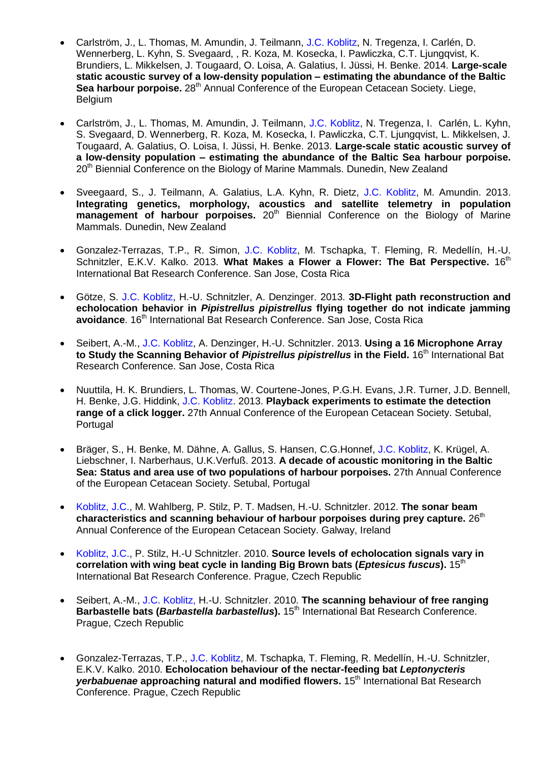- Carlström, J., L. Thomas, M. Amundin, J. Teilmann, J.C. Koblitz, N. Tregenza, I. Carlén, D. Wennerberg, L. Kyhn, S. Svegaard, , R. Koza, M. Kosecka, I. Pawliczka, C.T. Ljungqvist, K. Brundiers, L. Mikkelsen, J. Tougaard, O. Loisa, A. Galatius, I. Jüssi, H. Benke. 2014. **Large-scale static acoustic survey of a low-density population – estimating the abundance of the Baltic Sea harbour porpoise.** 28th Annual Conference of the European Cetacean Society. Liege, Belgium

- Carlström, J., L. Thomas, M. Amundin, J. Teilmann, J.C. Koblitz, N. Tregenza, I. Carlén, L. Kyhn, S. Svegaard, D. Wennerberg, R. Koza, M. Kosecka, I. Pawliczka, C.T. Ljungqvist, L. Mikkelsen, J. Tougaard, A. Galatius, O. Loisa, I. Jüssi, H. Benke. 2013. **Large-scale static acoustic survey of a low-density population – estimating the abundance of the Baltic Sea harbour porpoise.** 20th Biennial Conference on the Biology of Marine Mammals. Dunedin, New Zealand

- Sveegaard, S., J. Teilmann, A. Galatius, L.A. Kyhn, R. Dietz, J.C. Koblitz, M. Amundin. 2013. **Integrating genetics, morphology, acoustics and satellite telemetry in population management of harbour porpoises.** 20th Biennial Conference on the Biology of Marine Mammals. Dunedin, New Zealand

- Gonzalez-Terrazas, T.P., R. Simon, J.C. Koblitz, M. Tschapka, T. Fleming, R. Medellín, H.-U. Schnitzler, E.K.V. Kalko. 2013. **What Makes a Flower a Flower: The Bat Perspective.** 16th International Bat Research Conference. San Jose, Costa Rica

- Götze, S. J.C. Koblitz, H.-U. Schnitzler, A. Denzinger. 2013. **3D-Flight path reconstruction and echolocation behavior in *Pipistrellus pipistrellus* flying together do not indicate jamming avoidance**. 16th International Bat Research Conference. San Jose, Costa Rica

- Seibert, A.-M., J.C. Koblitz, A. Denzinger, H.-U. Schnitzler. 2013. **Using a 16 Microphone Array to Study the Scanning Behavior of *Pipistrellus pipistrellus* in the Field.** 16th International Bat Research Conference. San Jose, Costa Rica

- Nuuttila, H. K. Brundiers, L. Thomas, W. Courtene-Jones, P.G.H. Evans, J.R. Turner, J.D. Bennell, H. Benke, J.G. Hiddink, J.C. Koblitz. 2013. **Playback experiments to estimate the detection range of a click logger.** 27th Annual Conference of the European Cetacean Society. Setubal, Portugal

- Bräger, S., H. Benke, M. Dähne, A. Gallus, S. Hansen, C.G.Honnef, J.C. Koblitz, K. Krügel, A. Liebschner, I. Narberhaus, U.K.Verfuß. 2013. **A decade of acoustic monitoring in the Baltic Sea: Status and area use of two populations of harbour porpoises.** 27th Annual Conference of the European Cetacean Society. Setubal, Portugal

- Koblitz, J.C., M. Wahlberg, P. Stilz, P. T. Madsen, H.-U. Schnitzler. 2012. **The sonar beam characteristics and scanning behaviour of harbour porpoises during prey capture.** 26th Annual Conference of the European Cetacean Society. Galway, Ireland

- Koblitz, J.C., P. Stilz, H.-U Schnitzler. 2010. **Source levels of echolocation signals vary in correlation with wing beat cycle in landing Big Brown bats (*Eptesicus fuscus*).** 15th International Bat Research Conference. Prague, Czech Republic

- Seibert, A.-M., J.C. Koblitz, H.-U. Schnitzler. 2010. **The scanning behaviour of free ranging Barbastelle bats (*Barbastella barbastellus*).** 15th International Bat Research Conference. Prague, Czech Republic

- Gonzalez-Terrazas, T.P., J.C. Koblitz, M. Tschapka, T. Fleming, R. Medellín, H.-U. Schnitzler, E.K.V. Kalko. 2010. **Echolocation behaviour of the nectar-feeding bat *Leptonycteris yerbabuenae* approaching natural and modified flowers.** 15th International Bat Research Conference. Prague, Czech Republic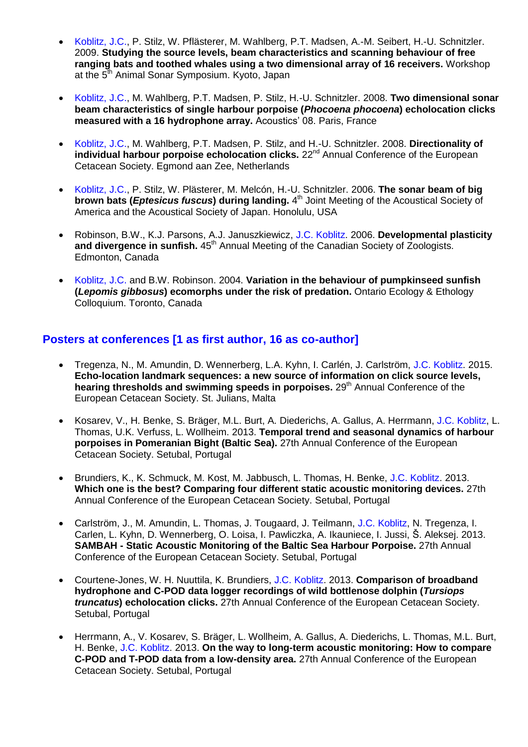- Koblitz, J.C., P. Stilz, W. Pflästerer, M. Wahlberg, P.T. Madsen, A.-M. Seibert, H.-U. Schnitzler. 2009. **Studying the source levels, beam characteristics and scanning behaviour of free ranging bats and toothed whales using a two dimensional array of 16 receivers.** Workshop at the 5th Animal Sonar Symposium. Kyoto, Japan

- Koblitz, J.C., M. Wahlberg, P.T. Madsen, P. Stilz, H.-U. Schnitzler. 2008. **Two dimensional sonar beam characteristics of single harbour porpoise (*Phocoena phocoena*) echolocation clicks measured with a 16 hydrophone array.** Acoustics' 08. Paris, France

- Koblitz, J.C., M. Wahlberg, P.T. Madsen, P. Stilz, and H.-U. Schnitzler. 2008. **Directionality of individual harbour porpoise echolocation clicks.** 22nd Annual Conference of the European Cetacean Society. Egmond aan Zee, Netherlands

- Koblitz, J.C., P. Stilz, W. Plästerer, M. Melcón, H.-U. Schnitzler. 2006. **The sonar beam of big brown bats (*Eptesicus fuscus*) during landing.** 4th Joint Meeting of the Acoustical Society of America and the Acoustical Society of Japan. Honolulu, USA

- Robinson, B.W., K.J. Parsons, A.J. Januszkiewicz, J.C. Koblitz. 2006. **Developmental plasticity and divergence in sunfish.** 45th Annual Meeting of the Canadian Society of Zoologists. Edmonton, Canada

- Koblitz, J.C. and B.W. Robinson. 2004. **Variation in the behaviour of pumpkinseed sunfish (*Lepomis gibbosus*) ecomorphs under the risk of predation.** Ontario Ecology & Ethology Colloquium. Toronto, Canada

## Posters at conferences [1 as first author, 16 as co-author]

- Tregenza, N., M. Amundin, D. Wennerberg, L.A. Kyhn, I. Carlén, J. Carlström, J.C. Koblitz. 2015. **Echo-location landmark sequences: a new source of information on click source levels, hearing thresholds and swimming speeds in porpoises.** 29th Annual Conference of the European Cetacean Society. St. Julians, Malta

- Kosarev, V., H. Benke, S. Bräger, M.L. Burt, A. Diederichs, A. Gallus, A. Herrmann, J.C. Koblitz, L. Thomas, U.K. Verfuss, L. Wollheim. 2013. **Temporal trend and seasonal dynamics of harbour porpoises in Pomeranian Bight (Baltic Sea).** 27th Annual Conference of the European Cetacean Society. Setubal, Portugal

- Brundiers, K., K. Schmuck, M. Kost, M. Jabbusch, L. Thomas, H. Benke, J.C. Koblitz. 2013. **Which one is the best? Comparing four different static acoustic monitoring devices.** 27th Annual Conference of the European Cetacean Society. Setubal, Portugal

- Carlström, J., M. Amundin, L. Thomas, J. Tougaard, J. Teilmann, J.C. Koblitz, N. Tregenza, I. Carlen, L. Kyhn, D. Wennerberg, O. Loisa, I. Pawliczka, A. Ikauniece, I. Jussi, Š. Aleksej. 2013. **SAMBAH - Static Acoustic Monitoring of the Baltic Sea Harbour Porpoise.** 27th Annual Conference of the European Cetacean Society. Setubal, Portugal

- Courtene-Jones, W. H. Nuuttila, K. Brundiers, J.C. Koblitz. 2013. **Comparison of broadband hydrophone and C-POD data logger recordings of wild bottlenose dolphin (*Tursiops truncatus*) echolocation clicks.** 27th Annual Conference of the European Cetacean Society. Setubal, Portugal

- Herrmann, A., V. Kosarev, S. Bräger, L. Wollheim, A. Gallus, A. Diederichs, L. Thomas, M.L. Burt, H. Benke, J.C. Koblitz. 2013. **On the way to long-term acoustic monitoring: How to compare C-POD and T-POD data from a low-density area.** 27th Annual Conference of the European Cetacean Society. Setubal, Portugal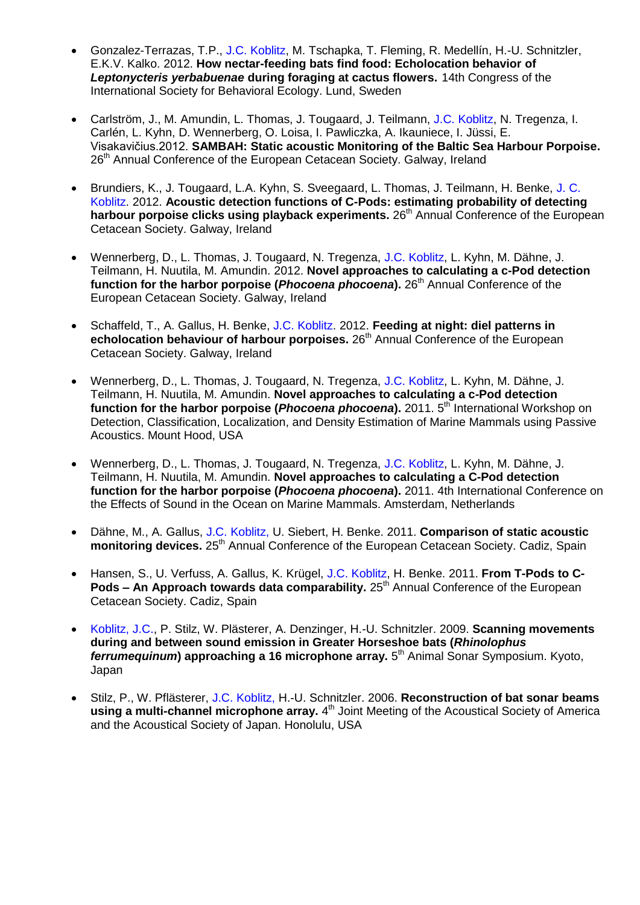- Gonzalez-Terrazas, T.P., J.C. Koblitz, M. Tschapka, T. Fleming, R. Medellín, H.-U. Schnitzler, E.K.V. Kalko. 2012. **How nectar-feeding bats find food: Echolocation behavior of *Leptonycteris yerbabuenae* during foraging at cactus flowers.** 14th Congress of the International Society for Behavioral Ecology. Lund, Sweden

- Carlström, J., M. Amundin, L. Thomas, J. Tougaard, J. Teilmann, J.C. Koblitz, N. Tregenza, I. Carlén, L. Kyhn, D. Wennerberg, O. Loisa, I. Pawliczka, A. Ikauniece, I. Jüssi, E. Visakavičius.2012. **SAMBAH: Static acoustic Monitoring of the Baltic Sea Harbour Porpoise.** 26th Annual Conference of the European Cetacean Society. Galway, Ireland

- Brundiers, K., J. Tougaard, L.A. Kyhn, S. Sveegaard, L. Thomas, J. Teilmann, H. Benke, J. C. Koblitz. 2012. **Acoustic detection functions of C-Pods: estimating probability of detecting harbour porpoise clicks using playback experiments.** 26th Annual Conference of the European Cetacean Society. Galway, Ireland

- Wennerberg, D., L. Thomas, J. Tougaard, N. Tregenza, J.C. Koblitz, L. Kyhn, M. Dähne, J. Teilmann, H. Nuutila, M. Amundin. 2012. **Novel approaches to calculating a c-Pod detection function for the harbor porpoise (*Phocoena phocoena*).** 26th Annual Conference of the European Cetacean Society. Galway, Ireland

- Schaffeld, T., A. Gallus, H. Benke, J.C. Koblitz. 2012. **Feeding at night: diel patterns in echolocation behaviour of harbour porpoises.** 26th Annual Conference of the European Cetacean Society. Galway, Ireland

- Wennerberg, D., L. Thomas, J. Tougaard, N. Tregenza, J.C. Koblitz, L. Kyhn, M. Dähne, J. Teilmann, H. Nuutila, M. Amundin. **Novel approaches to calculating a c-Pod detection function for the harbor porpoise (*Phocoena phocoena*).** 2011. 5th International Workshop on Detection, Classification, Localization, and Density Estimation of Marine Mammals using Passive Acoustics. Mount Hood, USA

- Wennerberg, D., L. Thomas, J. Tougaard, N. Tregenza, J.C. Koblitz, L. Kyhn, M. Dähne, J. Teilmann, H. Nuutila, M. Amundin. **Novel approaches to calculating a C-Pod detection function for the harbor porpoise (*Phocoena phocoena*).** 2011. 4th International Conference on the Effects of Sound in the Ocean on Marine Mammals. Amsterdam, Netherlands

- Dähne, M., A. Gallus, J.C. Koblitz, U. Siebert, H. Benke. 2011. **Comparison of static acoustic monitoring devices.** 25th Annual Conference of the European Cetacean Society. Cadiz, Spain

- Hansen, S., U. Verfuss, A. Gallus, K. Krügel, J.C. Koblitz, H. Benke. 2011. **From T-Pods to C-Pods – An Approach towards data comparability.** 25th Annual Conference of the European Cetacean Society. Cadiz, Spain

- Koblitz, J.C., P. Stilz, W. Plästerer, A. Denzinger, H.-U. Schnitzler. 2009. **Scanning movements during and between sound emission in Greater Horseshoe bats (*Rhinolophus ferrumequinum*) approaching a 16 microphone array.** 5th Animal Sonar Symposium. Kyoto, Japan

- Stilz, P., W. Pflästerer, J.C. Koblitz, H.-U. Schnitzler. 2006. **Reconstruction of bat sonar beams using a multi-channel microphone array.** 4th Joint Meeting of the Acoustical Society of America and the Acoustical Society of Japan. Honolulu, USA